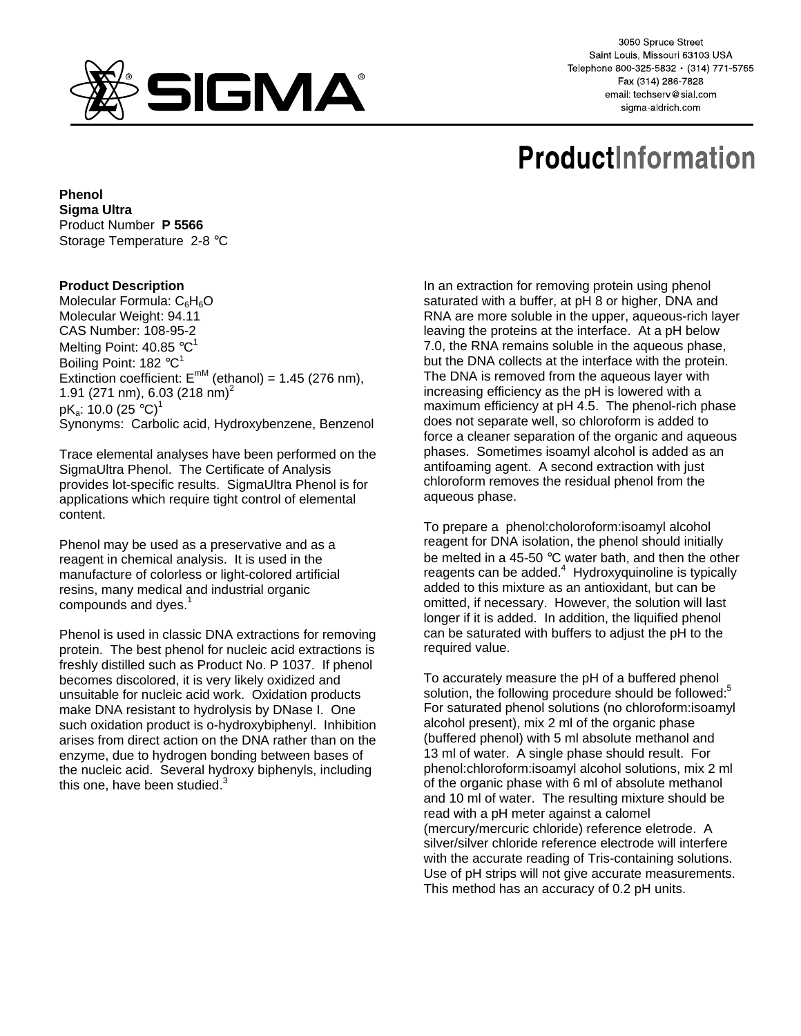# ProductInformation

**Phenol**
**Sigma Ultra**
Product Number **P 5566**
Storage Temperature 2-8 °C

**Product Description**
Molecular Formula: $C_6H_6O$
Molecular Weight: 94.11
CAS Number: 108-95-2
Melting Point: 40.85 °C[1]
Boiling Point: 182 °C[1]
Extinction coefficient: $E^{mM}$ (ethanol) = 1.45 (276 nm), 1.91 (271 nm), 6.03 (218 nm)[2]
$pK_a$: 10.0 (25 °C)[1]
Synonyms: Carbolic acid, Hydroxybenzene, Benzenol

Trace elemental analyses have been performed on the SigmaUltra Phenol. The Certificate of Analysis provides lot-specific results. SigmaUltra Phenol is for applications which require tight control of elemental content.

Phenol may be used as a preservative and as a reagent in chemical analysis. It is used in the manufacture of colorless or light-colored artificial resins, many medical and industrial organic compounds and dyes.[1]

Phenol is used in classic DNA extractions for removing protein. The best phenol for nucleic acid extractions is freshly distilled such as Product No. P 1037. If phenol becomes discolored, it is very likely oxidized and unsuitable for nucleic acid work. Oxidation products make DNA resistant to hydrolysis by DNase I. One such oxidation product is o-hydroxybiphenyl. Inhibition arises from direct action on the DNA rather than on the enzyme, due to hydrogen bonding between bases of the nucleic acid. Several hydroxy biphenyls, including this one, have been studied.[3]

In an extraction for removing protein using phenol saturated with a buffer, at pH 8 or higher, DNA and RNA are more soluble in the upper, aqueous-rich layer leaving the proteins at the interface. At a pH below 7.0, the RNA remains soluble in the aqueous phase, but the DNA collects at the interface with the protein. The DNA is removed from the aqueous layer with increasing efficiency as the pH is lowered with a maximum efficiency at pH 4.5. The phenol-rich phase does not separate well, so chloroform is added to force a cleaner separation of the organic and aqueous phases. Sometimes isoamyl alcohol is added as an antifoaming agent. A second extraction with just chloroform removes the residual phenol from the aqueous phase.

To prepare a phenol:choloroform:isoamyl alcohol reagent for DNA isolation, the phenol should initially be melted in a 45-50 °C water bath, and then the other reagents can be added.[4] Hydroxyquinoline is typically added to this mixture as an antioxidant, but can be omitted, if necessary. However, the solution will last longer if it is added. In addition, the liquified phenol can be saturated with buffers to adjust the pH to the required value.

To accurately measure the pH of a buffered phenol solution, the following procedure should be followed:[5] For saturated phenol solutions (no chloroform:isoamyl alcohol present), mix 2 ml of the organic phase (buffered phenol) with 5 ml absolute methanol and 13 ml of water. A single phase should result. For phenol:chloroform:isoamyl alcohol solutions, mix 2 ml of the organic phase with 6 ml of absolute methanol and 10 ml of water. The resulting mixture should be read with a pH meter against a calomel (mercury/mercuric chloride) reference eletrode. A silver/silver chloride reference electrode will interfere with the accurate reading of Tris-containing solutions. Use of pH strips will not give accurate measurements. This method has an accuracy of 0.2 pH units.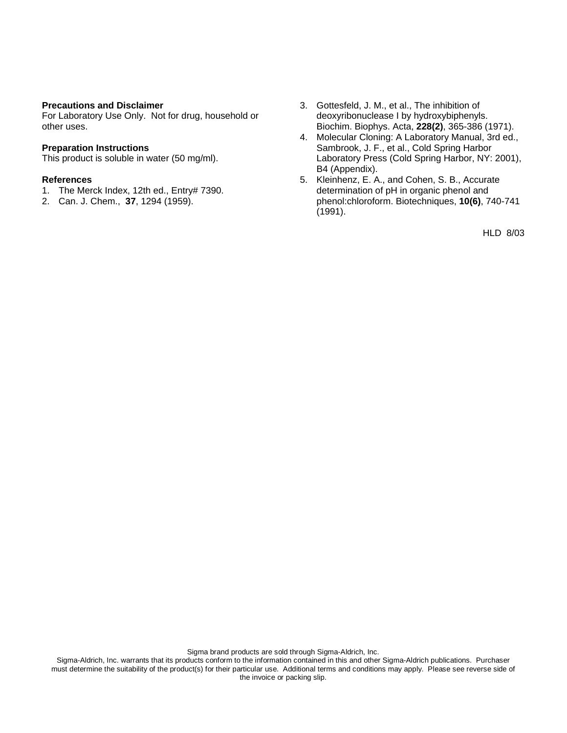**Precautions and Disclaimer**
For Laboratory Use Only. Not for drug, household or other uses.

**Preparation Instructions**
This product is soluble in water (50 mg/ml).

**References**

1. The Merck Index, 12th ed., Entry# 7390.
2. Can. J. Chem., **37**, 1294 (1959).
3. Gottesfeld, J. M., et al., The inhibition of deoxyribonuclease I by hydroxybiphenyls. Biochim. Biophys. Acta, **228(2)**, 365-386 (1971).
4. Molecular Cloning: A Laboratory Manual, 3rd ed., Sambrook, J. F., et al., Cold Spring Harbor Laboratory Press (Cold Spring Harbor, NY: 2001), B4 (Appendix).
5. Kleinhenz, E. A., and Cohen, S. B., Accurate determination of pH in organic phenol and phenol:chloroform. Biotechniques, **10(6)**, 740-741 (1991).

HLD 8/03

Sigma brand products are sold through Sigma-Aldrich, Inc.
Sigma-Aldrich, Inc. warrants that its products conform to the information contained in this and other Sigma-Aldrich publications. Purchaser must determine the suitability of the product(s) for their particular use. Additional terms and conditions may apply. Please see reverse side of the invoice or packing slip.